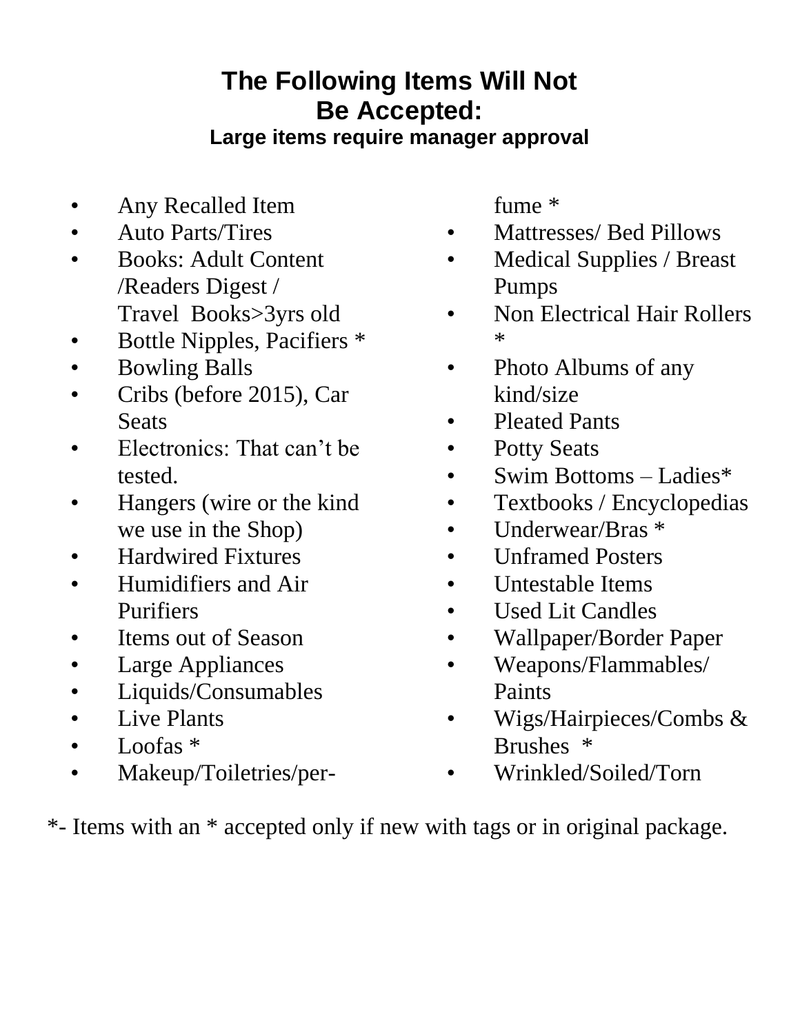# The Following Items Will Not Be Accepted:

**Large items require manager approval**

- Any Recalled Item
- Auto Parts/Tires
- Books: Adult Content /Readers Digest / Travel Books>3yrs old
- Bottle Nipples, Pacifiers *
- Bowling Balls
- Cribs (before 2015), Car Seats
- Electronics: That can't be tested.
- Hangers (wire or the kind we use in the Shop)
- Hardwired Fixtures
- Humidifiers and Air Purifiers
- Items out of Season
- Large Appliances
- Liquids/Consumables
- Live Plants
- Loofas *
- Makeup/Toiletries/perfume *
- Mattresses/ Bed Pillows
- Medical Supplies / Breast Pumps
- Non Electrical Hair Rollers *
- Photo Albums of any kind/size
- Pleated Pants
- Potty Seats
- Swim Bottoms – Ladies*
- Textbooks / Encyclopedias
- Underwear/Bras *
- Unframed Posters
- Untestable Items
- Used Lit Candles
- Wallpaper/Border Paper
- Weapons/Flammables/ Paints
- Wigs/Hairpieces/Combs & Brushes *
- Wrinkled/Soiled/Torn

*- Items with an * accepted only if new with tags or in original package.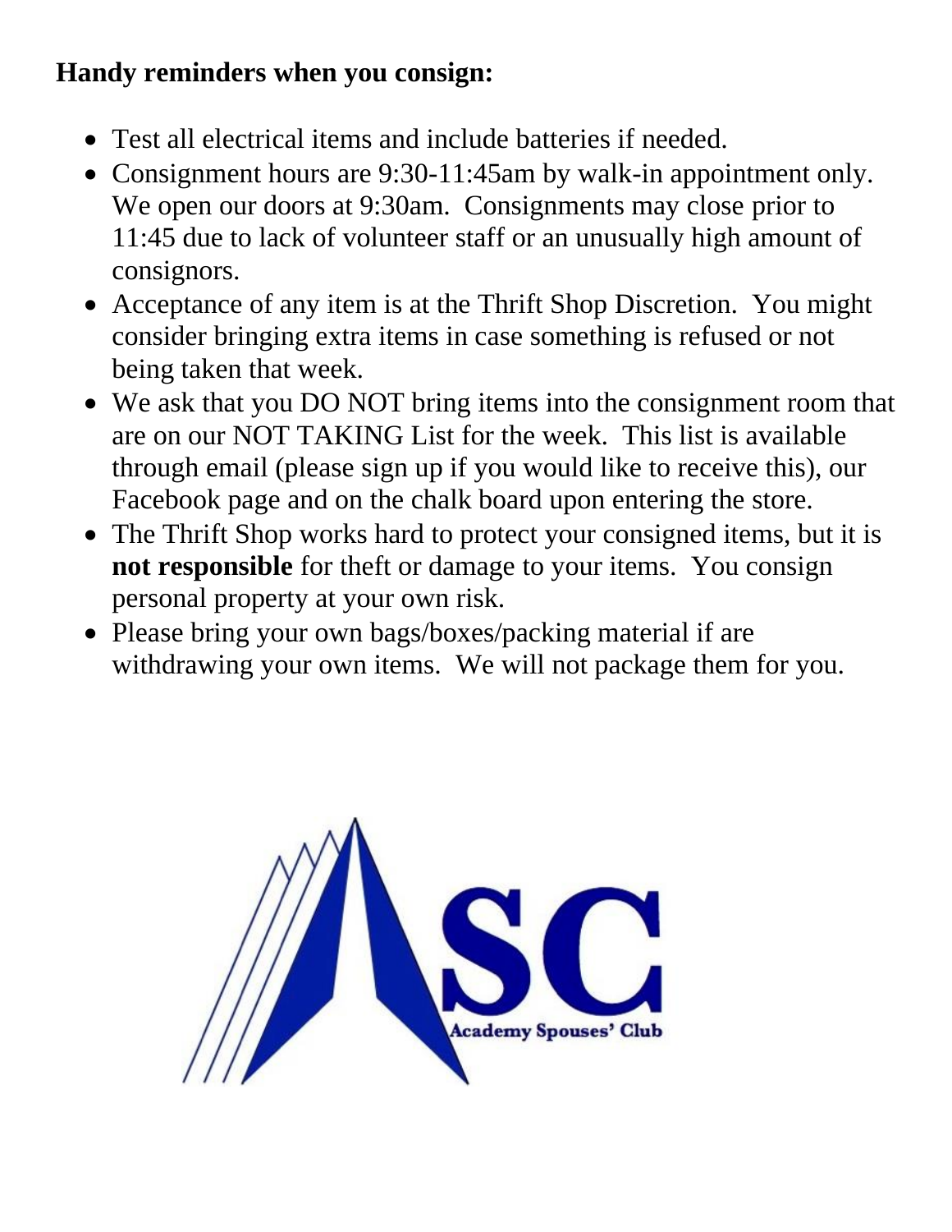**Handy reminders when you consign:**

- Test all electrical items and include batteries if needed.
- Consignment hours are 9:30-11:45am by walk-in appointment only. We open our doors at 9:30am. Consignments may close prior to 11:45 due to lack of volunteer staff or an unusually high amount of consignors.
- Acceptance of any item is at the Thrift Shop Discretion. You might consider bringing extra items in case something is refused or not being taken that week.
- We ask that you DO NOT bring items into the consignment room that are on our NOT TAKING List for the week. This list is available through email (please sign up if you would like to receive this), our Facebook page and on the chalk board upon entering the store.
- The Thrift Shop works hard to protect your consigned items, but it is **not responsible** for theft or damage to your items. You consign personal property at your own risk.
- Please bring your own bags/boxes/packing material if are withdrawing your own items. We will not package them for you.

SC

Academy Spouses' Club